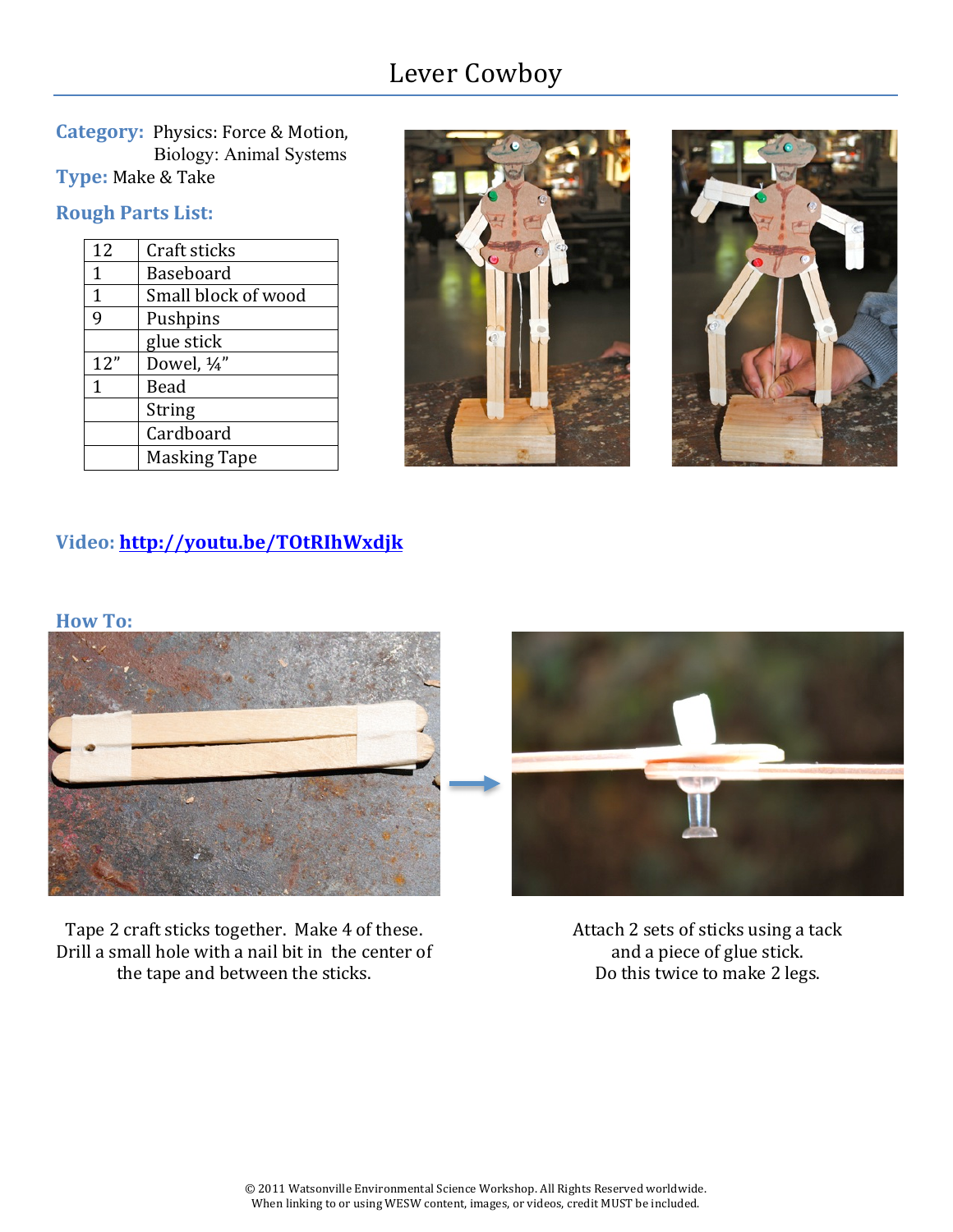# Lever Cowboy

**Category:** Physics: Force & Motion, Biology: Animal Systems

**Type:** Make & Take

## Rough Parts List:

| | |
|---|---|
| 12 | Craft sticks |
| 1 | Baseboard |
| 1 | Small block of wood |
| 9 | Pushpins |
| | glue stick |
| 12" | Dowel, ¼" |
| 1 | Bead |
| | String |
| | Cardboard |
| | Masking Tape |

**Video:** http://youtu.be/TOtRIhWxdjk

## How To:

Tape 2 craft sticks together. Make 4 of these. Drill a small hole with a nail bit in the center of the tape and between the sticks.

Attach 2 sets of sticks using a tack and a piece of glue stick. Do this twice to make 2 legs.

© 2011 Watsonville Environmental Science Workshop. All Rights Reserved worldwide. When linking to or using WESW content, images, or videos, credit MUST be included.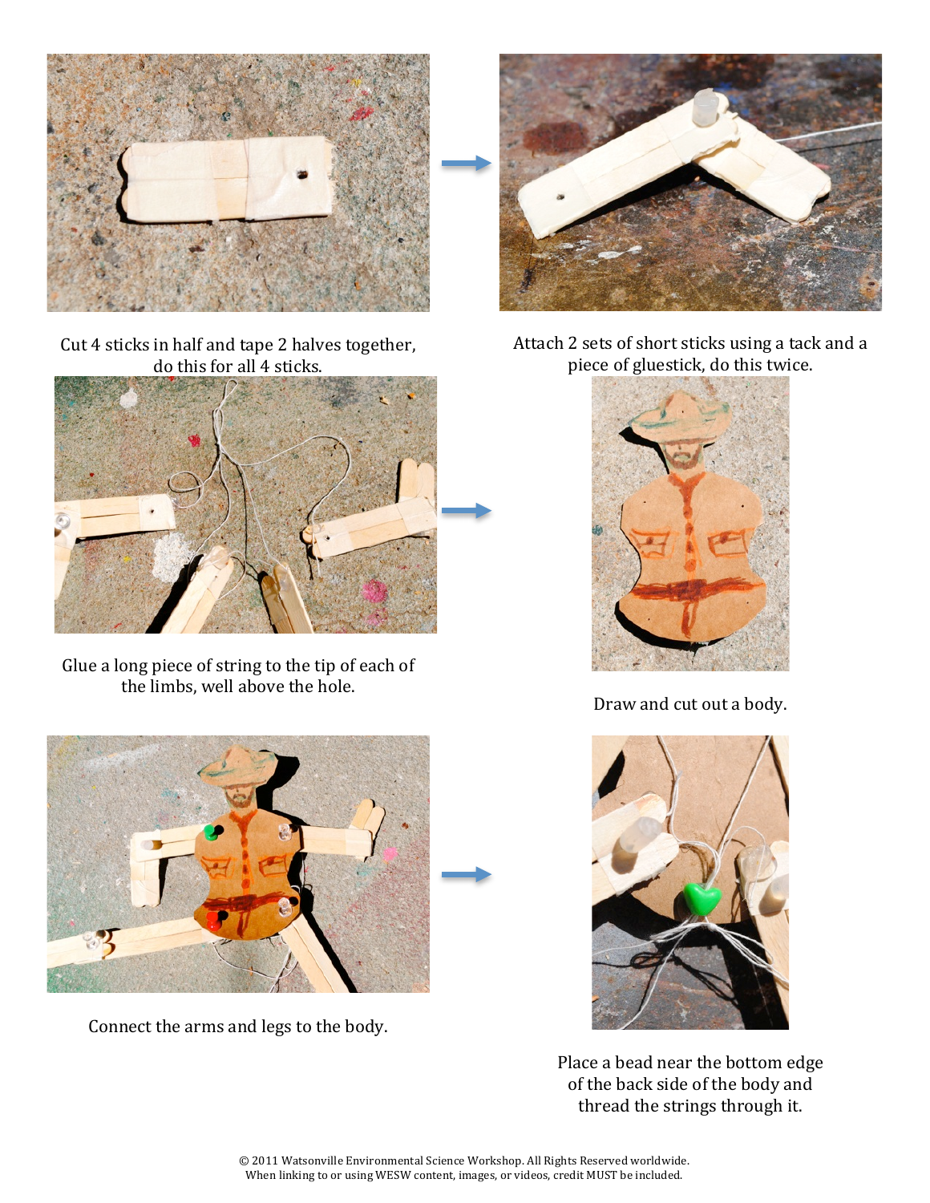Cut 4 sticks in half and tape 2 halves together, do this for all 4 sticks.

Attach 2 sets of short sticks using a tack and a piece of gluestick, do this twice.

Glue a long piece of string to the tip of each of the limbs, well above the hole.

Draw and cut out a body.

Connect the arms and legs to the body.

Place a bead near the bottom edge of the back side of the body and thread the strings through it.

© 2011 Watsonville Environmental Science Workshop. All Rights Reserved worldwide.
When linking to or using WESW content, images, or videos, credit MUST be included.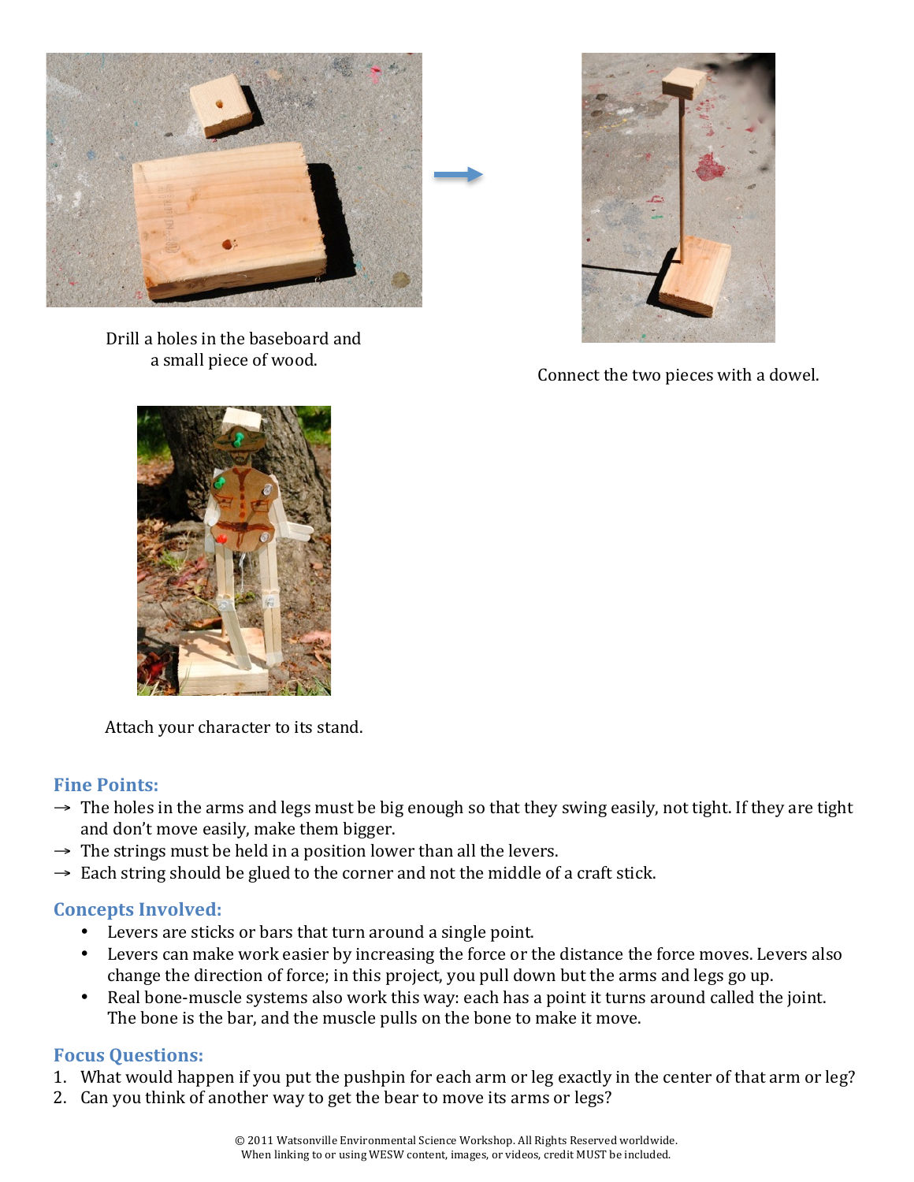Drill a holes in the baseboard and a small piece of wood.

Connect the two pieces with a dowel.

Attach your character to its stand.

## Fine Points:

→ The holes in the arms and legs must be big enough so that they swing easily, not tight. If they are tight and don't move easily, make them bigger.
→ The strings must be held in a position lower than all the levers.
→ Each string should be glued to the corner and not the middle of a craft stick.

## Concepts Involved:

- Levers are sticks or bars that turn around a single point.
- Levers can make work easier by increasing the force or the distance the force moves. Levers also change the direction of force; in this project, you pull down but the arms and legs go up.
- Real bone-muscle systems also work this way: each has a point it turns around called the joint. The bone is the bar, and the muscle pulls on the bone to make it move.

## Focus Questions:

1. What would happen if you put the pushpin for each arm or leg exactly in the center of that arm or leg?
2. Can you think of another way to get the bear to move its arms or legs?

© 2011 Watsonville Environmental Science Workshop. All Rights Reserved worldwide.
When linking to or using WESW content, images, or videos, credit MUST be included.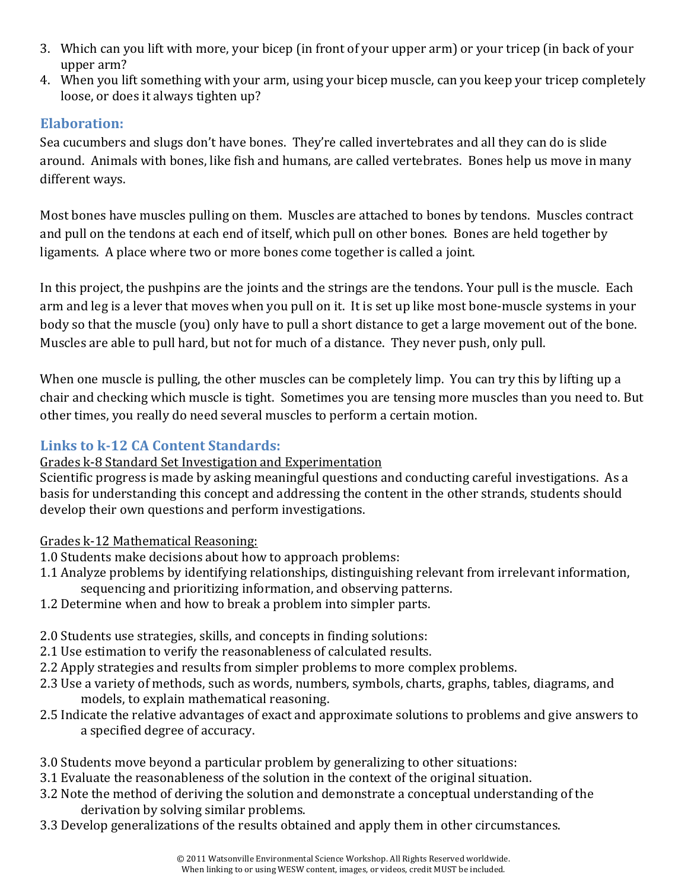3. Which can you lift with more, your bicep (in front of your upper arm) or your tricep (in back of your upper arm?
4. When you lift something with your arm, using your bicep muscle, can you keep your tricep completely loose, or does it always tighten up?

## Elaboration:

Sea cucumbers and slugs don't have bones. They're called invertebrates and all they can do is slide around. Animals with bones, like fish and humans, are called vertebrates. Bones help us move in many different ways.

Most bones have muscles pulling on them. Muscles are attached to bones by tendons. Muscles contract and pull on the tendons at each end of itself, which pull on other bones. Bones are held together by ligaments. A place where two or more bones come together is called a joint.

In this project, the pushpins are the joints and the strings are the tendons. Your pull is the muscle. Each arm and leg is a lever that moves when you pull on it. It is set up like most bone-muscle systems in your body so that the muscle (you) only have to pull a short distance to get a large movement out of the bone. Muscles are able to pull hard, but not for much of a distance. They never push, only pull.

When one muscle is pulling, the other muscles can be completely limp. You can try this by lifting up a chair and checking which muscle is tight. Sometimes you are tensing more muscles than you need to. But other times, you really do need several muscles to perform a certain motion.

## Links to k-12 CA Content Standards:

<u>Grades k-8 Standard Set Investigation and Experimentation</u>

Scientific progress is made by asking meaningful questions and conducting careful investigations. As a basis for understanding this concept and addressing the content in the other strands, students should develop their own questions and perform investigations.

<u>Grades k-12 Mathematical Reasoning:</u>

1.0 Students make decisions about how to approach problems:

1.1 Analyze problems by identifying relationships, distinguishing relevant from irrelevant information, sequencing and prioritizing information, and observing patterns.

1.2 Determine when and how to break a problem into simpler parts.

2.0 Students use strategies, skills, and concepts in finding solutions:

2.1 Use estimation to verify the reasonableness of calculated results.

2.2 Apply strategies and results from simpler problems to more complex problems.

2.3 Use a variety of methods, such as words, numbers, symbols, charts, graphs, tables, diagrams, and models, to explain mathematical reasoning.

2.5 Indicate the relative advantages of exact and approximate solutions to problems and give answers to a specified degree of accuracy.

3.0 Students move beyond a particular problem by generalizing to other situations:

3.1 Evaluate the reasonableness of the solution in the context of the original situation.

3.2 Note the method of deriving the solution and demonstrate a conceptual understanding of the derivation by solving similar problems.

3.3 Develop generalizations of the results obtained and apply them in other circumstances.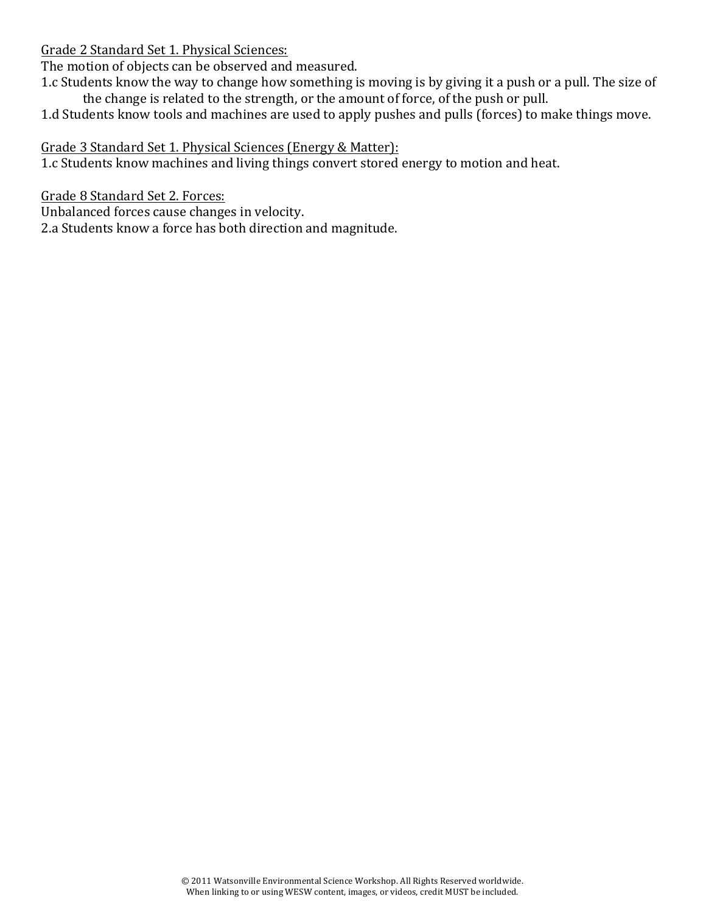<u>Grade 2 Standard Set 1. Physical Sciences:</u>

The motion of objects can be observed and measured.

1.c Students know the way to change how something is moving is by giving it a push or a pull. The size of the change is related to the strength, or the amount of force, of the push or pull.

1.d Students know tools and machines are used to apply pushes and pulls (forces) to make things move.

<u>Grade 3 Standard Set 1. Physical Sciences (Energy & Matter):</u>

1.c Students know machines and living things convert stored energy to motion and heat.

<u>Grade 8 Standard Set 2. Forces:</u>

Unbalanced forces cause changes in velocity.

2.a Students know a force has both direction and magnitude.

© 2011 Watsonville Environmental Science Workshop. All Rights Reserved worldwide.
When linking to or using WESW content, images, or videos, credit MUST be included.